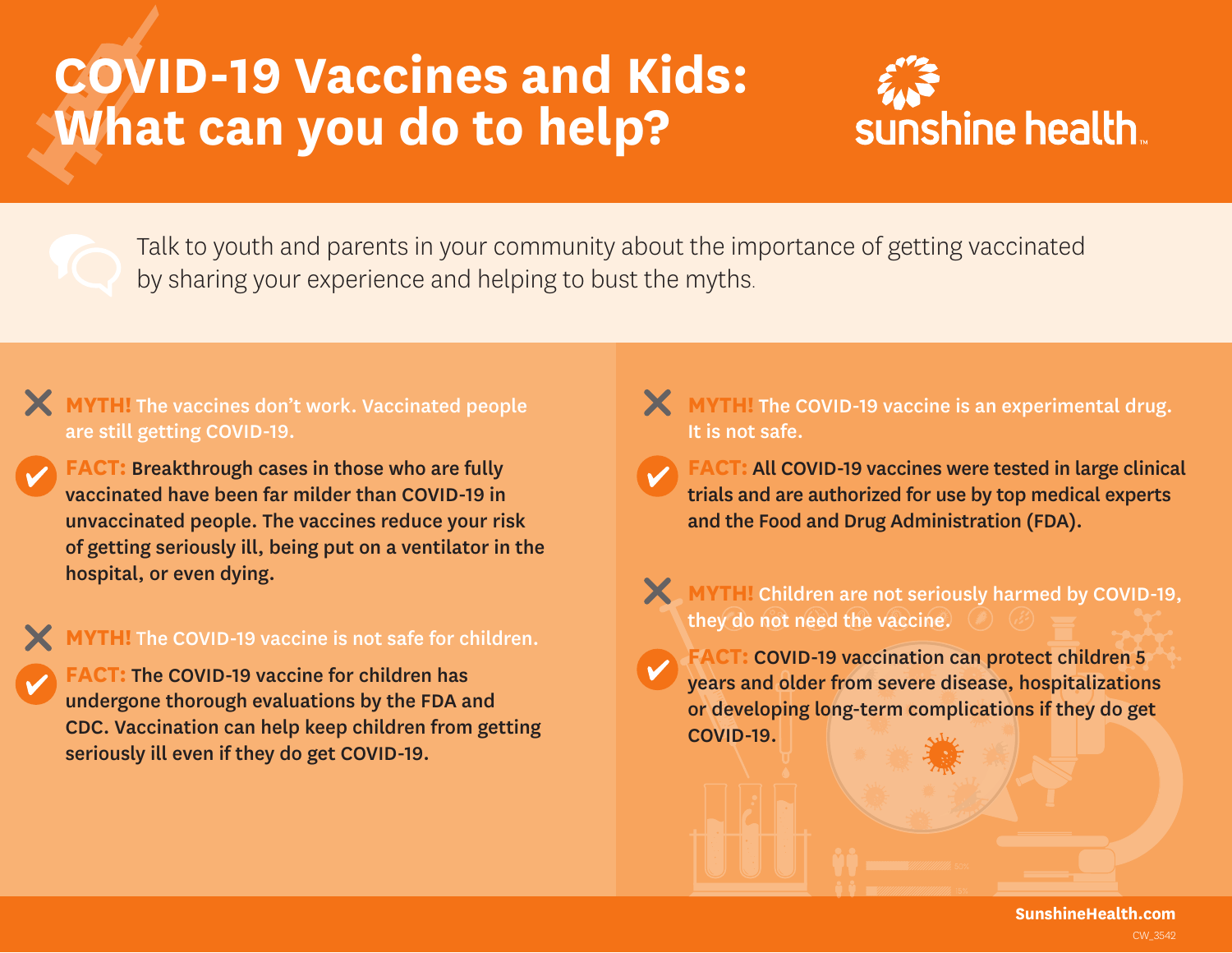# COVID-19 Vaccines and Kids: What can you do to help?

sunshine health

Talk to youth and parents in your community about the importance of getting vaccinated by sharing your experience and helping to bust the myths.

**MYTH!** The vaccines don't work. Vaccinated people are still getting COVID-19.

**FACT:** Breakthrough cases in those who are fully vaccinated have been far milder than COVID-19 in unvaccinated people. The vaccines reduce your risk of getting seriously ill, being put on a ventilator in the hospital, or even dying.

**MYTH!** The COVID-19 vaccine is not safe for children.

**FACT:** The COVID-19 vaccine for children has undergone thorough evaluations by the FDA and CDC. Vaccination can help keep children from getting seriously ill even if they do get COVID-19.

**MYTH!** The COVID-19 vaccine is an experimental drug. It is not safe.

**FACT:** All COVID-19 vaccines were tested in large clinical trials and are authorized for use by top medical experts and the Food and Drug Administration (FDA).

**MYTH!** Children are not seriously harmed by COVID-19, they do not need the vaccine.

**FACT:** COVID-19 vaccination can protect children 5 years and older from severe disease, hospitalizations or developing long-term complications if they do get COVID-19.

SunshineHealth.com

CW_3542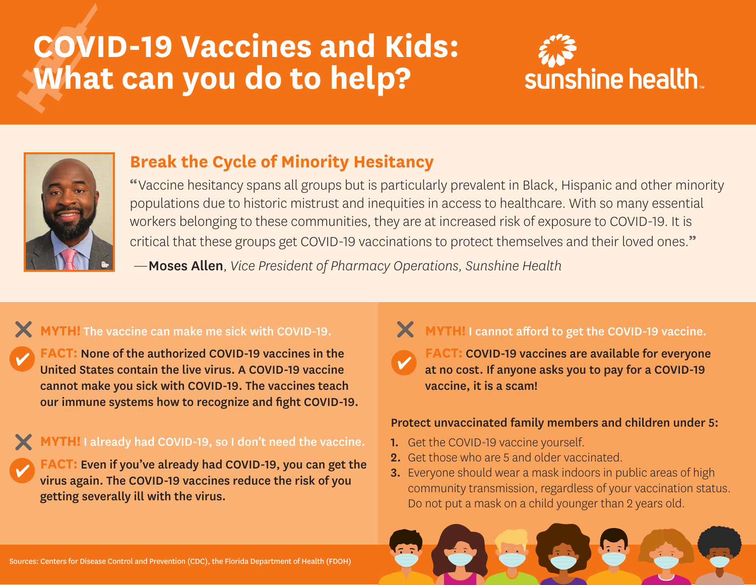# COVID-19 Vaccines and Kids: What can you do to help?

sunshine health

## Break the Cycle of Minority Hesitancy

"Vaccine hesitancy spans all groups but is particularly prevalent in Black, Hispanic and other minority populations due to historic mistrust and inequities in access to healthcare. With so many essential workers belonging to these communities, they are at increased risk of exposure to COVID-19. It is critical that these groups get COVID-19 vaccinations to protect themselves and their loved ones."

—**Moses Allen**, *Vice President of Pharmacy Operations, Sunshine Health*

**MYTH!** The vaccine can make me sick with COVID-19.

**FACT:** None of the authorized COVID-19 vaccines in the United States contain the live virus. A COVID-19 vaccine cannot make you sick with COVID-19. The vaccines teach our immune systems how to recognize and fight COVID-19.

**MYTH!** I already had COVID-19, so I don't need the vaccine.

**FACT:** Even if you've already had COVID-19, you can get the virus again. The COVID-19 vaccines reduce the risk of you getting severally ill with the virus.

**MYTH!** I cannot afford to get the COVID-19 vaccine.

**FACT:** COVID-19 vaccines are available for everyone at no cost. If anyone asks you to pay for a COVID-19 vaccine, it is a scam!

**Protect unvaccinated family members and children under 5:**

1. Get the COVID-19 vaccine yourself.
2. Get those who are 5 and older vaccinated.
3. Everyone should wear a mask indoors in public areas of high community transmission, regardless of your vaccination status. Do not put a mask on a child younger than 2 years old.

Sources: Centers for Disease Control and Prevention (CDC), the Florida Department of Health (FDOH)